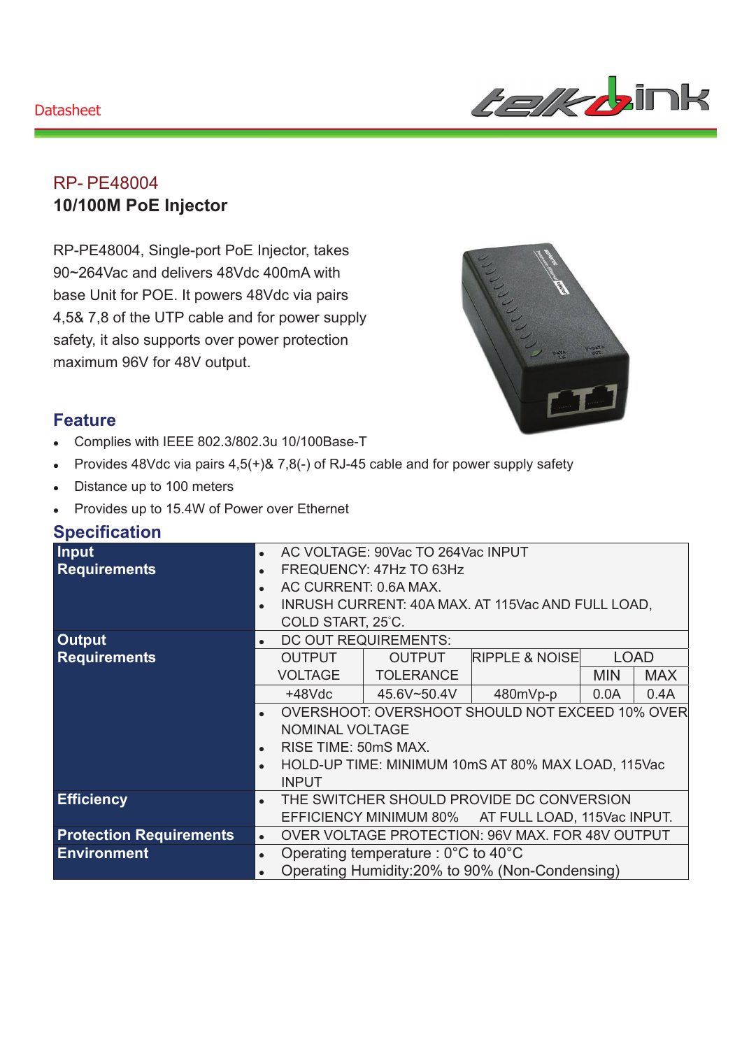Datasheet

## RP- PE48004

### 10/100M PoE Injector

RP-PE48004, Single-port PoE Injector, takes 90~264Vac and delivers 48Vdc 400mA with base Unit for POE. It powers 48Vdc via pairs 4,5& 7,8 of the UTP cable and for power supply safety, it also supports over power protection maximum 96V for 48V output.

## Feature

- Complies with IEEE 802.3/802.3u 10/100Base-T
- Provides 48Vdc via pairs 4,5(+)& 7,8(-) of RJ-45 cable and for power supply safety
- Distance up to 100 meters
- Provides up to 15.4W of Power over Ethernet

## Specification

| | | | | | |
|---|---|---|---|---|---|
| **Input Requirements** | • AC VOLTAGE: 90Vac TO 264Vac INPUT<br>• FREQUENCY: 47Hz TO 63Hz<br>• AC CURRENT: 0.6A MAX.<br>• INRUSH CURRENT: 40A MAX. AT 115Vac AND FULL LOAD, COLD START, 25°C. | | | | |
| **Output Requirements** | • DC OUT REQUIREMENTS: | | | | |
| | OUTPUT VOLTAGE | OUTPUT TOLERANCE | RIPPLE & NOISE | LOAD MIN | LOAD MAX |
| | +48Vdc | 45.6V~50.4V | 480mVp-p | 0.0A | 0.4A |
| | • OVERSHOOT: OVERSHOOT SHOULD NOT EXCEED 10% OVER NOMINAL VOLTAGE<br>• RISE TIME: 50mS MAX.<br>• HOLD-UP TIME: MINIMUM 10mS AT 80% MAX LOAD, 115Vac INPUT | | | | |
| **Efficiency** | • THE SWITCHER SHOULD PROVIDE DC CONVERSION EFFICIENCY MINIMUM 80% AT FULL LOAD, 115Vac INPUT. | | | | |
| **Protection Requirements** | • OVER VOLTAGE PROTECTION: 96V MAX. FOR 48V OUTPUT | | | | |
| **Environment** | • Operating temperature : 0°C to 40°C<br>• Operating Humidity:20% to 90% (Non-Condensing) | | | | |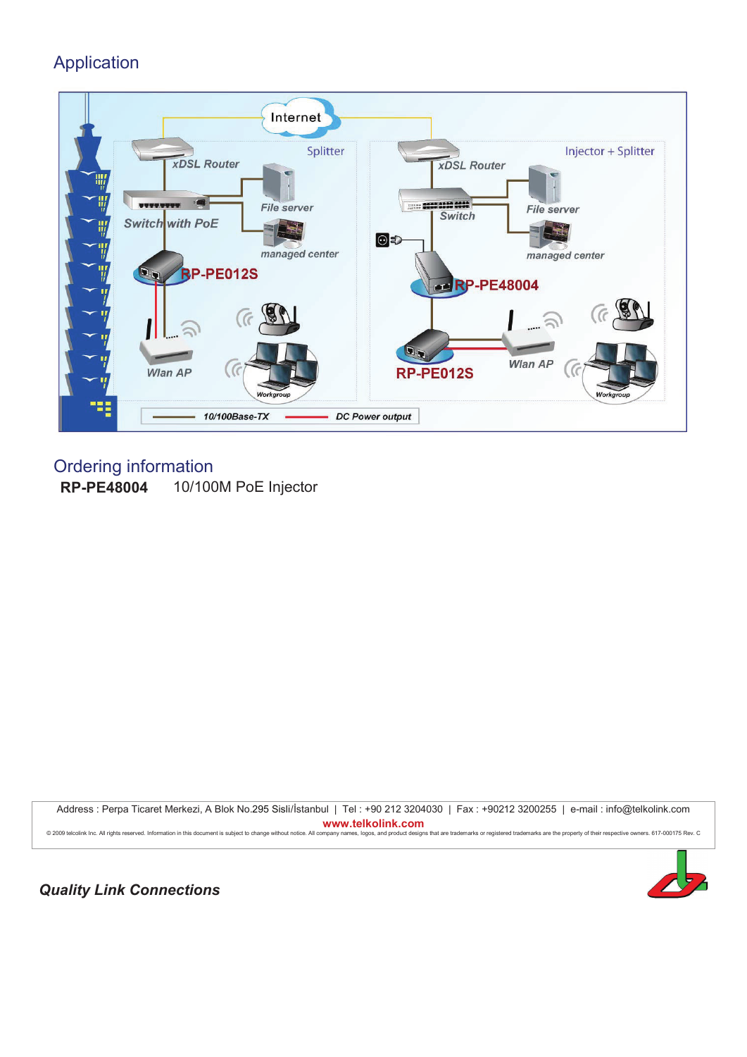## Application

Internet

xDSL Router

Splitter

Switch with PoE

File server

managed center

RP-PE012S

Wlan AP

Workgroup

xDSL Router

Injector + Splitter

Switch

File server

managed center

RP-PE48004

RP-PE012S

Wlan AP

Workgroup

10/100Base-TX

DC Power output

## Ordering information

**RP-PE48004** 10/100M PoE Injector

Address : Perpa Ticaret Merkezi, A Blok No.295 Sisli/İstanbul | Tel : +90 212 3204030 | Fax : +90212 3200255 | e-mail : info@telkolink.com

www.telkolink.com

© 2009 telcolink Inc. All rights reserved. Information in this document is subject to change without notice. All company names, logos, and product designs that are trademarks or registered trademarks are the property of their respective owners. 617-000175 Rev. C

***Quality Link Connections***